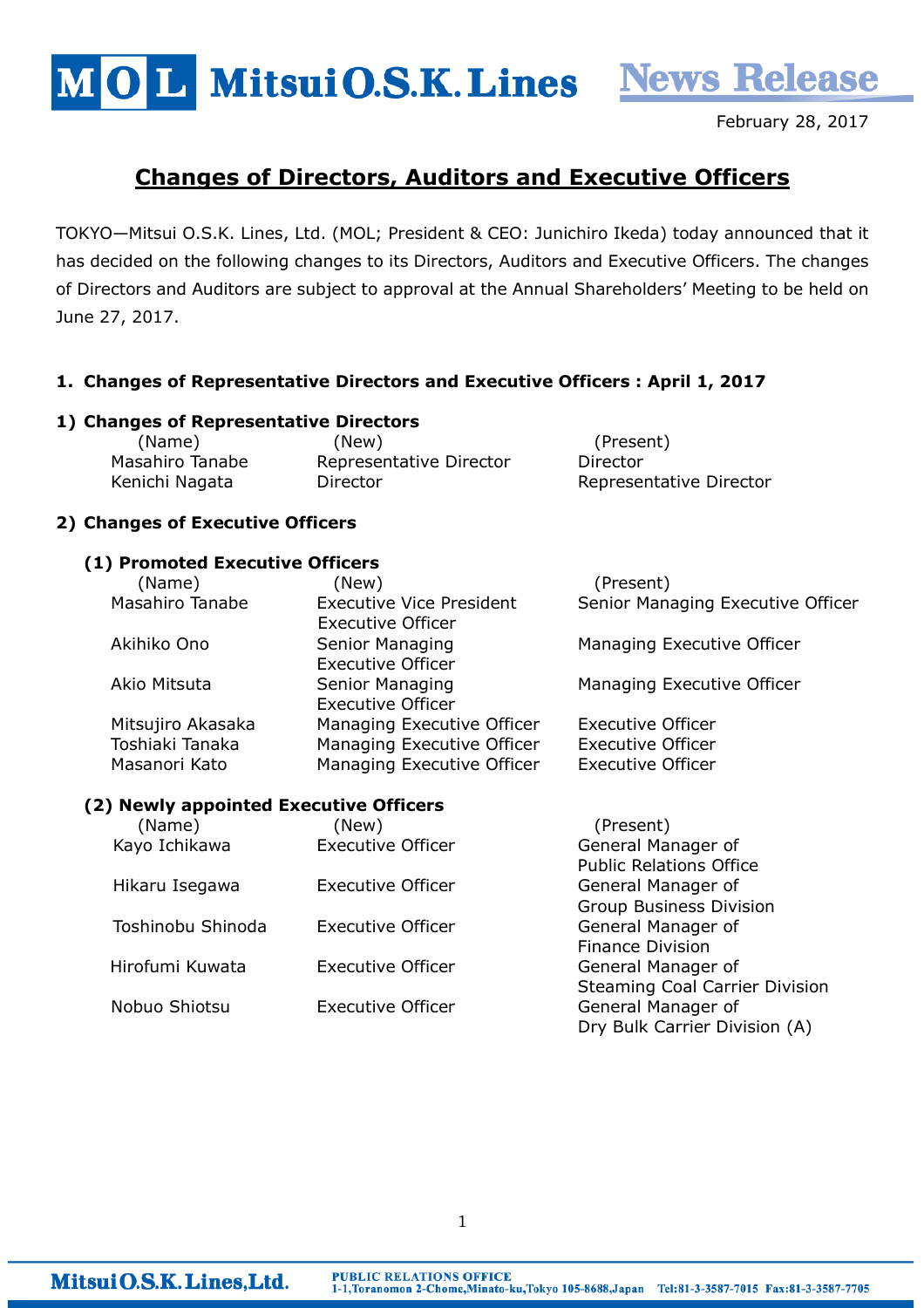# Mitsui O.S.K. Lines News Release

February 28, 2017

## Changes of Directors, Auditors and Executive Officers

TOKYO—Mitsui O.S.K. Lines, Ltd. (MOL; President & CEO: Junichiro Ikeda) today announced that it has decided on the following changes to its Directors, Auditors and Executive Officers. The changes of Directors and Auditors are subject to approval at the Annual Shareholders' Meeting to be held on June 27, 2017.

### 1. Changes of Representative Directors and Executive Officers : April 1, 2017

#### 1) Changes of Representative Directors

| (Name) | (New) | (Present) |
|---|---|---|
| Masahiro Tanabe | Representative Director | Director |
| Kenichi Nagata | Director | Representative Director |

#### 2) Changes of Executive Officers

**(1) Promoted Executive Officers**

| (Name) | (New) | (Present) |
|---|---|---|
| Masahiro Tanabe | Executive Vice President Executive Officer | Senior Managing Executive Officer |
| Akihiko Ono | Senior Managing Executive Officer | Managing Executive Officer |
| Akio Mitsuta | Senior Managing Executive Officer | Managing Executive Officer |
| Mitsujiro Akasaka | Managing Executive Officer | Executive Officer |
| Toshiaki Tanaka | Managing Executive Officer | Executive Officer |
| Masanori Kato | Managing Executive Officer | Executive Officer |

**(2) Newly appointed Executive Officers**

| (Name) | (New) | (Present) |
|---|---|---|
| Kayo Ichikawa | Executive Officer | General Manager of Public Relations Office |
| Hikaru Isegawa | Executive Officer | General Manager of Group Business Division |
| Toshinobu Shinoda | Executive Officer | General Manager of Finance Division |
| Hirofumi Kuwata | Executive Officer | General Manager of Steaming Coal Carrier Division |
| Nobuo Shiotsu | Executive Officer | General Manager of Dry Bulk Carrier Division (A) |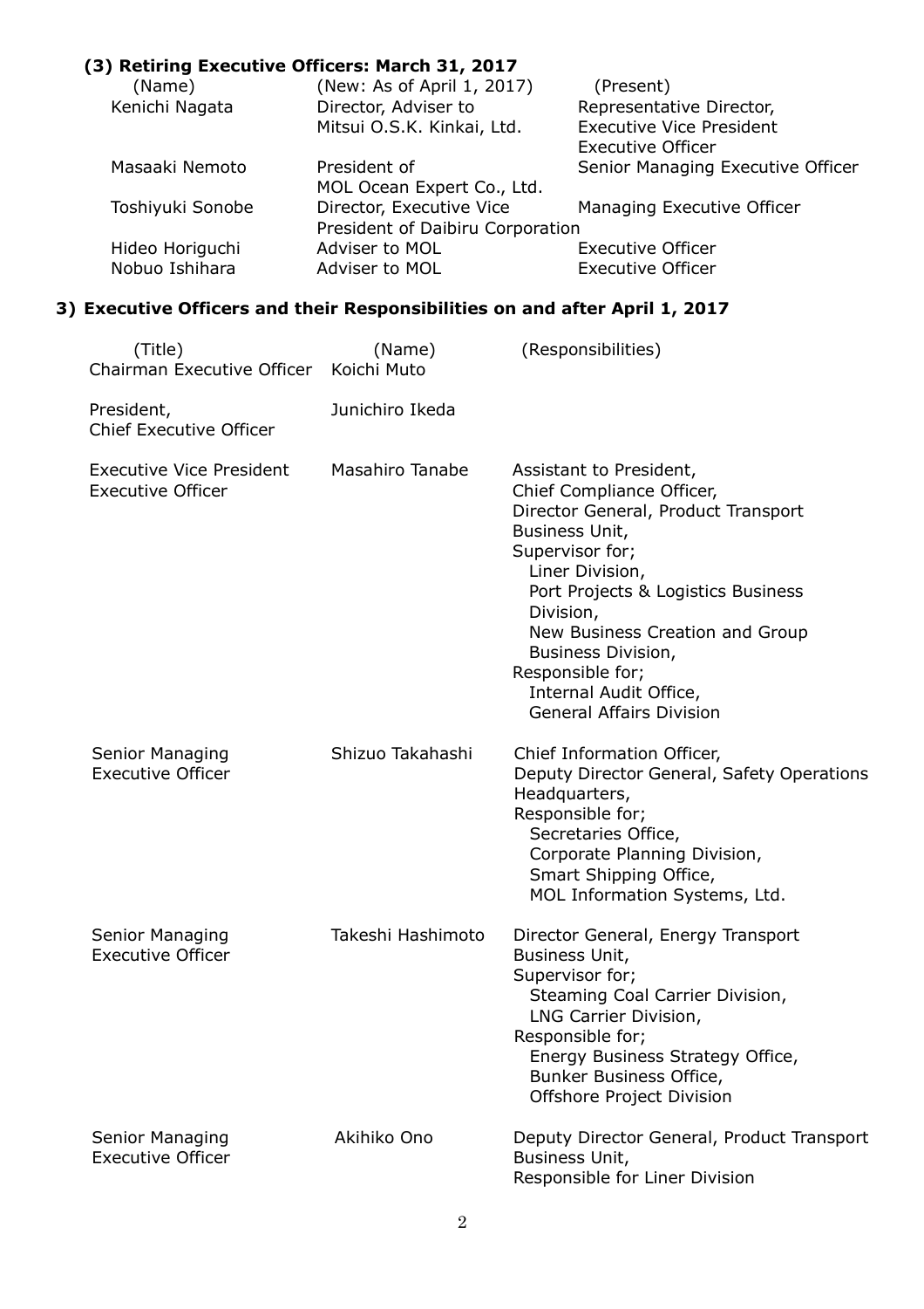### (3) Retiring Executive Officers: March 31, 2017

| (Name) | (New: As of April 1, 2017) | (Present) |
|---|---|---|
| Kenichi Nagata | Director, Adviser to Mitsui O.S.K. Kinkai, Ltd. | Representative Director, Executive Vice President Executive Officer |
| Masaaki Nemoto | President of MOL Ocean Expert Co., Ltd. | Senior Managing Executive Officer |
| Toshiyuki Sonobe | Director, Executive Vice President of Daibiru Corporation | Managing Executive Officer |
| Hideo Horiguchi | Adviser to MOL | Executive Officer |
| Nobuo Ishihara | Adviser to MOL | Executive Officer |

## 3) Executive Officers and their Responsibilities on and after April 1, 2017

| (Title) | (Name) | (Responsibilities) |
|---|---|---|
| Chairman Executive Officer | Koichi Muto | |
| President, Chief Executive Officer | Junichiro Ikeda | |
| Executive Vice President Executive Officer | Masahiro Tanabe | Assistant to President, Chief Compliance Officer, Director General, Product Transport Business Unit, Supervisor for; Liner Division, Port Projects & Logistics Business Division, New Business Creation and Group Business Division, Responsible for; Internal Audit Office, General Affairs Division |
| Senior Managing Executive Officer | Shizuo Takahashi | Chief Information Officer, Deputy Director General, Safety Operations Headquarters, Responsible for; Secretaries Office, Corporate Planning Division, Smart Shipping Office, MOL Information Systems, Ltd. |
| Senior Managing Executive Officer | Takeshi Hashimoto | Director General, Energy Transport Business Unit, Supervisor for; Steaming Coal Carrier Division, LNG Carrier Division, Responsible for; Energy Business Strategy Office, Bunker Business Office, Offshore Project Division |
| Senior Managing Executive Officer | Akihiko Ono | Deputy Director General, Product Transport Business Unit, Responsible for Liner Division |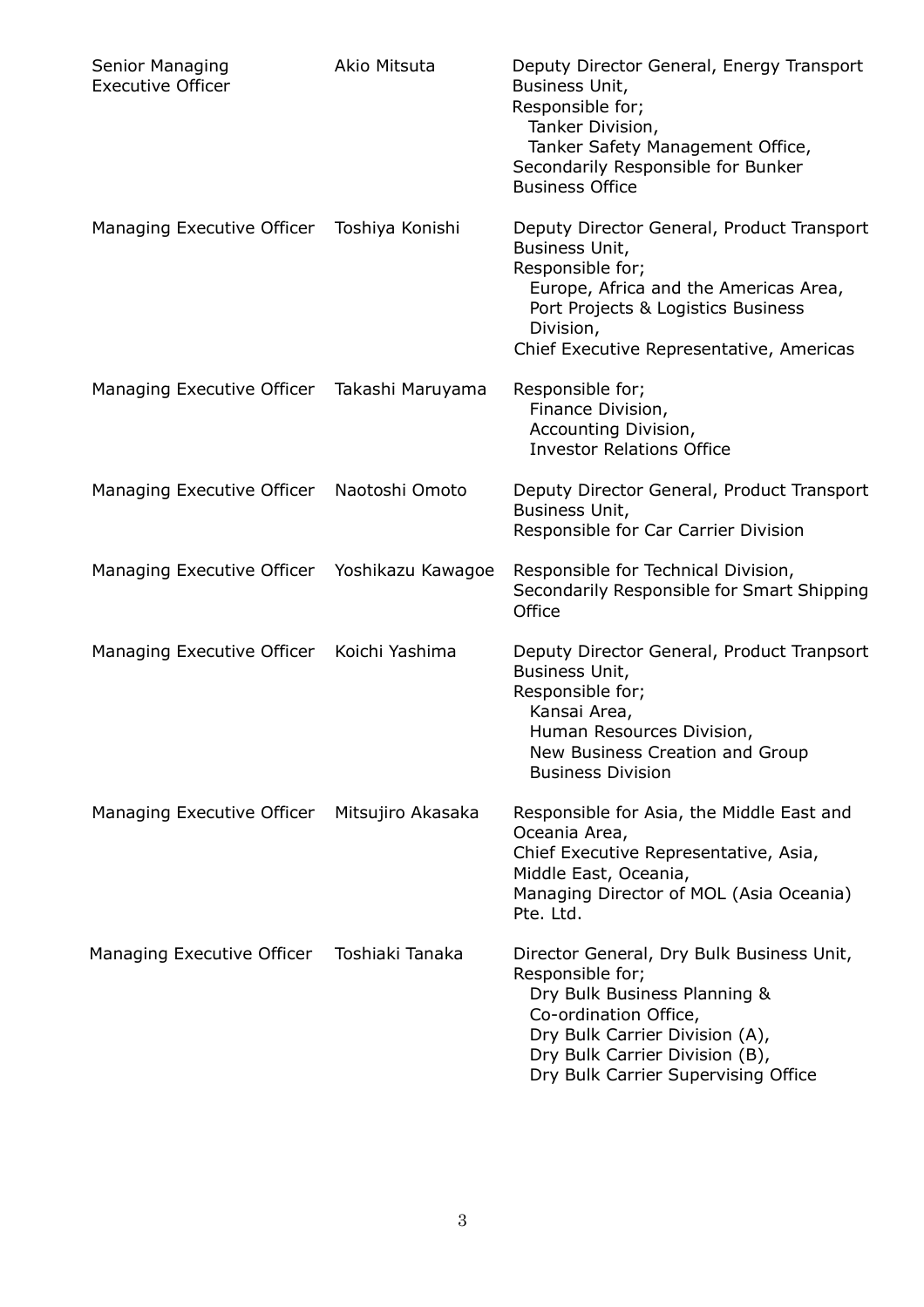| | | |
|---|---|---|
| Senior Managing Executive Officer | Akio Mitsuta | Deputy Director General, Energy Transport Business Unit,<br>Responsible for;<br>Tanker Division,<br>Tanker Safety Management Office,<br>Secondarily Responsible for Bunker Business Office |
| Managing Executive Officer | Toshiya Konishi | Deputy Director General, Product Transport Business Unit,<br>Responsible for;<br>Europe, Africa and the Americas Area,<br>Port Projects & Logistics Business Division,<br>Chief Executive Representative, Americas |
| Managing Executive Officer | Takashi Maruyama | Responsible for;<br>Finance Division,<br>Accounting Division,<br>Investor Relations Office |
| Managing Executive Officer | Naotoshi Omoto | Deputy Director General, Product Transport Business Unit,<br>Responsible for Car Carrier Division |
| Managing Executive Officer | Yoshikazu Kawagoe | Responsible for Technical Division,<br>Secondarily Responsible for Smart Shipping Office |
| Managing Executive Officer | Koichi Yashima | Deputy Director General, Product Tranpsort Business Unit,<br>Responsible for;<br>Kansai Area,<br>Human Resources Division,<br>New Business Creation and Group Business Division |
| Managing Executive Officer | Mitsujiro Akasaka | Responsible for Asia, the Middle East and Oceania Area,<br>Chief Executive Representative, Asia, Middle East, Oceania,<br>Managing Director of MOL (Asia Oceania) Pte. Ltd. |
| Managing Executive Officer | Toshiaki Tanaka | Director General, Dry Bulk Business Unit,<br>Responsible for;<br>Dry Bulk Business Planning & Co-ordination Office,<br>Dry Bulk Carrier Division (A),<br>Dry Bulk Carrier Division (B),<br>Dry Bulk Carrier Supervising Office |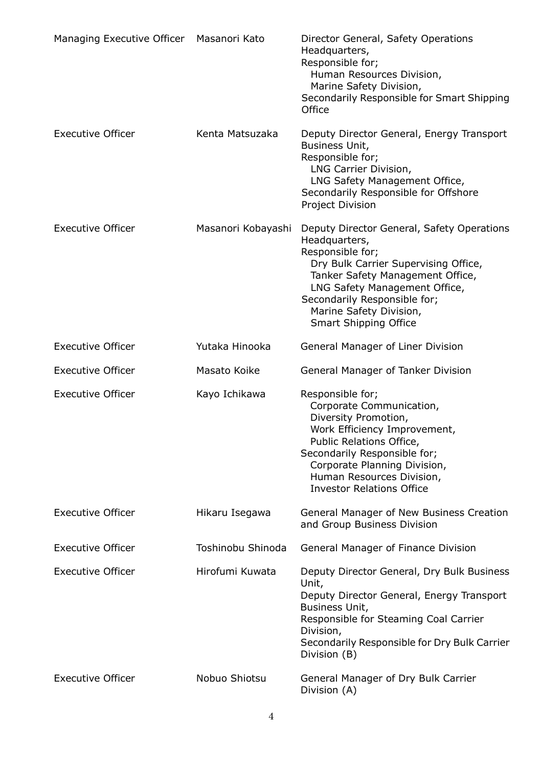| | | |
|---|---|---|
| Managing Executive Officer | Masanori Kato | Director General, Safety Operations Headquarters,<br>Responsible for;<br>Human Resources Division,<br>Marine Safety Division,<br>Secondarily Responsible for Smart Shipping Office |
| Executive Officer | Kenta Matsuzaka | Deputy Director General, Energy Transport Business Unit,<br>Responsible for;<br>LNG Carrier Division,<br>LNG Safety Management Office,<br>Secondarily Responsible for Offshore Project Division |
| Executive Officer | Masanori Kobayashi | Deputy Director General, Safety Operations Headquarters,<br>Responsible for;<br>Dry Bulk Carrier Supervising Office,<br>Tanker Safety Management Office,<br>LNG Safety Management Office,<br>Secondarily Responsible for;<br>Marine Safety Division,<br>Smart Shipping Office |
| Executive Officer | Yutaka Hinooka | General Manager of Liner Division |
| Executive Officer | Masato Koike | General Manager of Tanker Division |
| Executive Officer | Kayo Ichikawa | Responsible for;<br>Corporate Communication,<br>Diversity Promotion,<br>Work Efficiency Improvement,<br>Public Relations Office,<br>Secondarily Responsible for;<br>Corporate Planning Division,<br>Human Resources Division,<br>Investor Relations Office |
| Executive Officer | Hikaru Isegawa | General Manager of New Business Creation and Group Business Division |
| Executive Officer | Toshinobu Shinoda | General Manager of Finance Division |
| Executive Officer | Hirofumi Kuwata | Deputy Director General, Dry Bulk Business Unit,<br>Deputy Director General, Energy Transport Business Unit,<br>Responsible for Steaming Coal Carrier Division,<br>Secondarily Responsible for Dry Bulk Carrier Division (B) |
| Executive Officer | Nobuo Shiotsu | General Manager of Dry Bulk Carrier Division (A) |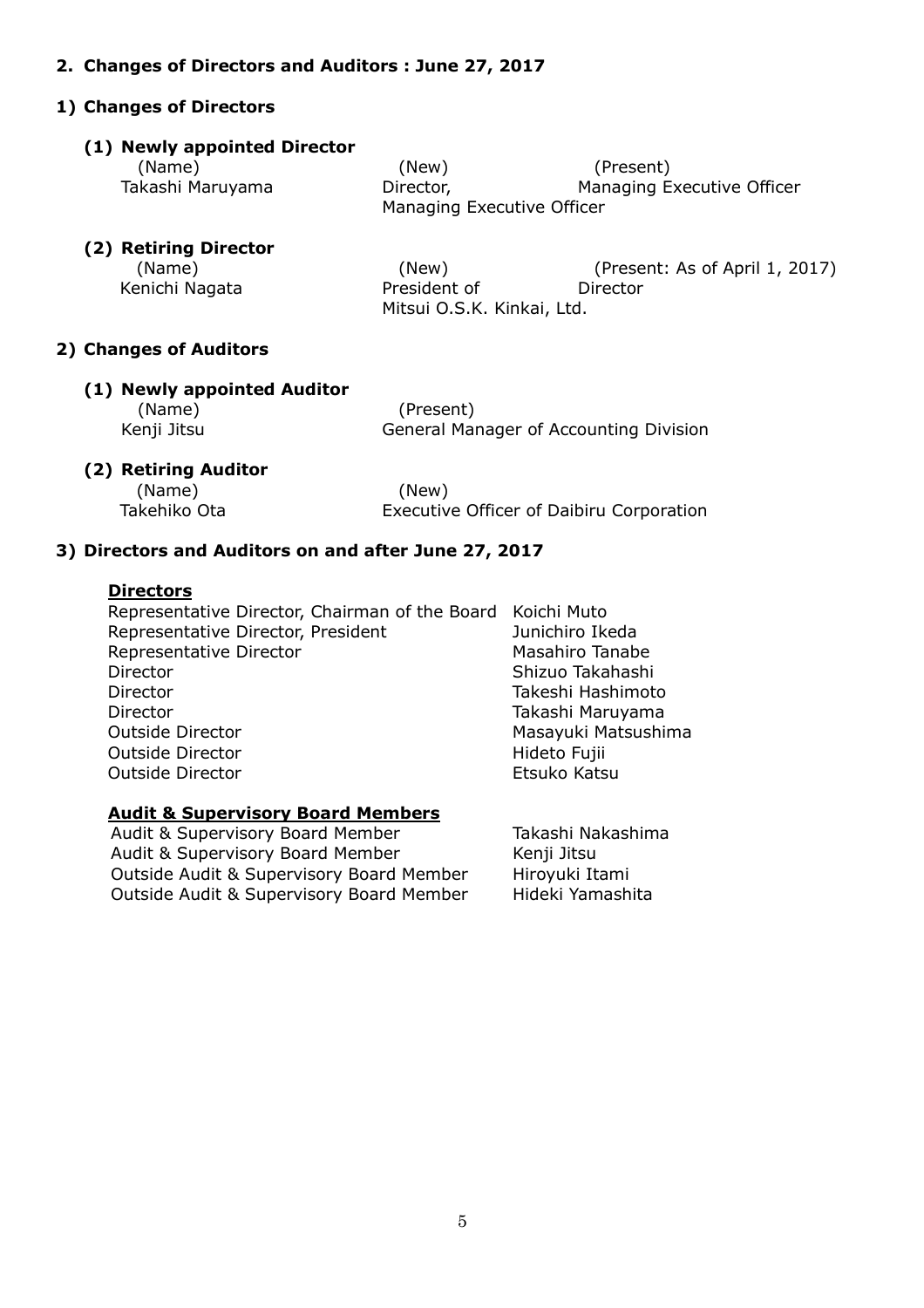## 2. Changes of Directors and Auditors : June 27, 2017

### 1) Changes of Directors

#### (1) Newly appointed Director

| (Name) | (New) | (Present) |
|---|---|---|
| Takashi Maruyama | Director, Managing Executive Officer | Managing Executive Officer |

#### (2) Retiring Director

| (Name) | (New) | (Present: As of April 1, 2017) |
|---|---|---|
| Kenichi Nagata | President of Mitsui O.S.K. Kinkai, Ltd. | Director |

### 2) Changes of Auditors

#### (1) Newly appointed Auditor

| (Name) | (Present) |
|---|---|
| Kenji Jitsu | General Manager of Accounting Division |

#### (2) Retiring Auditor

| (Name) | (New) |
|---|---|
| Takehiko Ota | Executive Officer of Daibiru Corporation |

### 3) Directors and Auditors on and after June 27, 2017

**Directors**

| | |
|---|---|
| Representative Director, Chairman of the Board | Koichi Muto |
| Representative Director, President | Junichiro Ikeda |
| Representative Director | Masahiro Tanabe |
| Director | Shizuo Takahashi |
| Director | Takeshi Hashimoto |
| Director | Takashi Maruyama |
| Outside Director | Masayuki Matsushima |
| Outside Director | Hideto Fujii |
| Outside Director | Etsuko Katsu |

**Audit & Supervisory Board Members**

| | |
|---|---|
| Audit & Supervisory Board Member | Takashi Nakashima |
| Audit & Supervisory Board Member | Kenji Jitsu |
| Outside Audit & Supervisory Board Member | Hiroyuki Itami |
| Outside Audit & Supervisory Board Member | Hideki Yamashita |